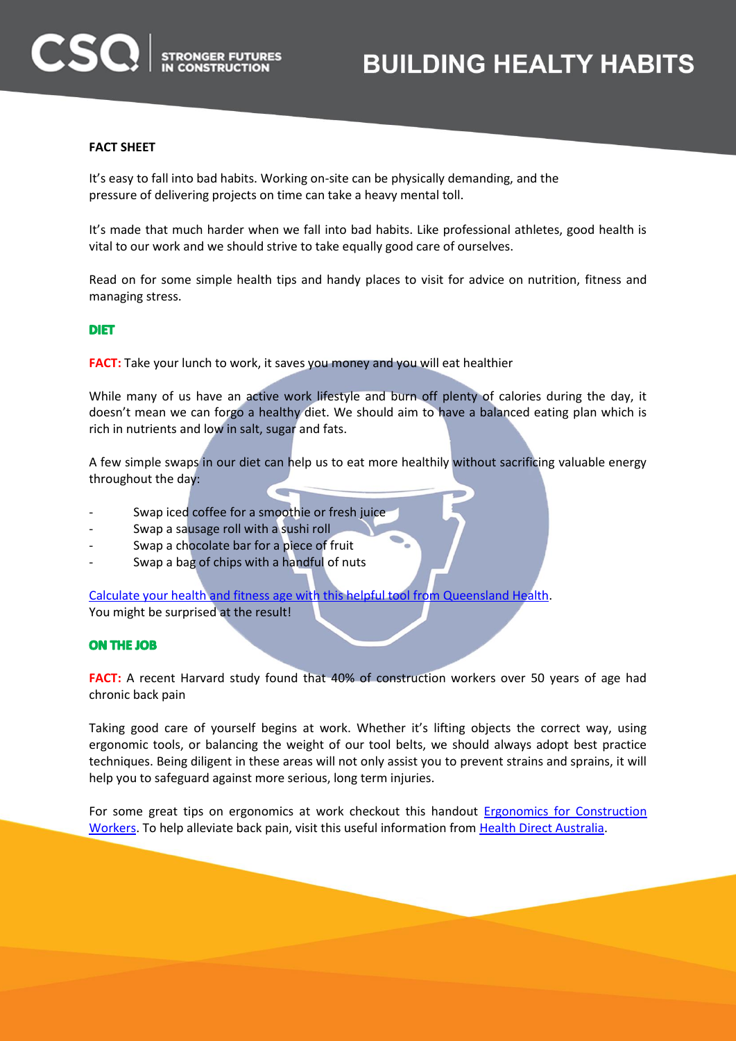CSQ | STRONGER FUTURES IN CONSTRUCTION

# BUILDING HEALTY HABITS

**FACT SHEET**

It's easy to fall into bad habits. Working on-site can be physically demanding, and the pressure of delivering projects on time can take a heavy mental toll.

It's made that much harder when we fall into bad habits. Like professional athletes, good health is vital to our work and we should strive to take equally good care of ourselves.

Read on for some simple health tips and handy places to visit for advice on nutrition, fitness and managing stress.

## DIET

**FACT:** Take your lunch to work, it saves you money and you will eat healthier

While many of us have an active work lifestyle and burn off plenty of calories during the day, it doesn't mean we can forgo a healthy diet. We should aim to have a balanced eating plan which is rich in nutrients and low in salt, sugar and fats.

A few simple swaps in our diet can help us to eat more healthily without sacrificing valuable energy throughout the day:

- Swap iced coffee for a smoothie or fresh juice
- Swap a sausage roll with a sushi roll
- Swap a chocolate bar for a piece of fruit
- Swap a bag of chips with a handful of nuts

Calculate your health and fitness age with this helpful tool from Queensland Health. You might be surprised at the result!

## ON THE JOB

**FACT:** A recent Harvard study found that 40% of construction workers over 50 years of age had chronic back pain

Taking good care of yourself begins at work. Whether it's lifting objects the correct way, using ergonomic tools, or balancing the weight of our tool belts, we should always adopt best practice techniques. Being diligent in these areas will not only assist you to prevent strains and sprains, it will help you to safeguard against more serious, long term injuries.

For some great tips on ergonomics at work checkout this handout Ergonomics for Construction Workers. To help alleviate back pain, visit this useful information from Health Direct Australia.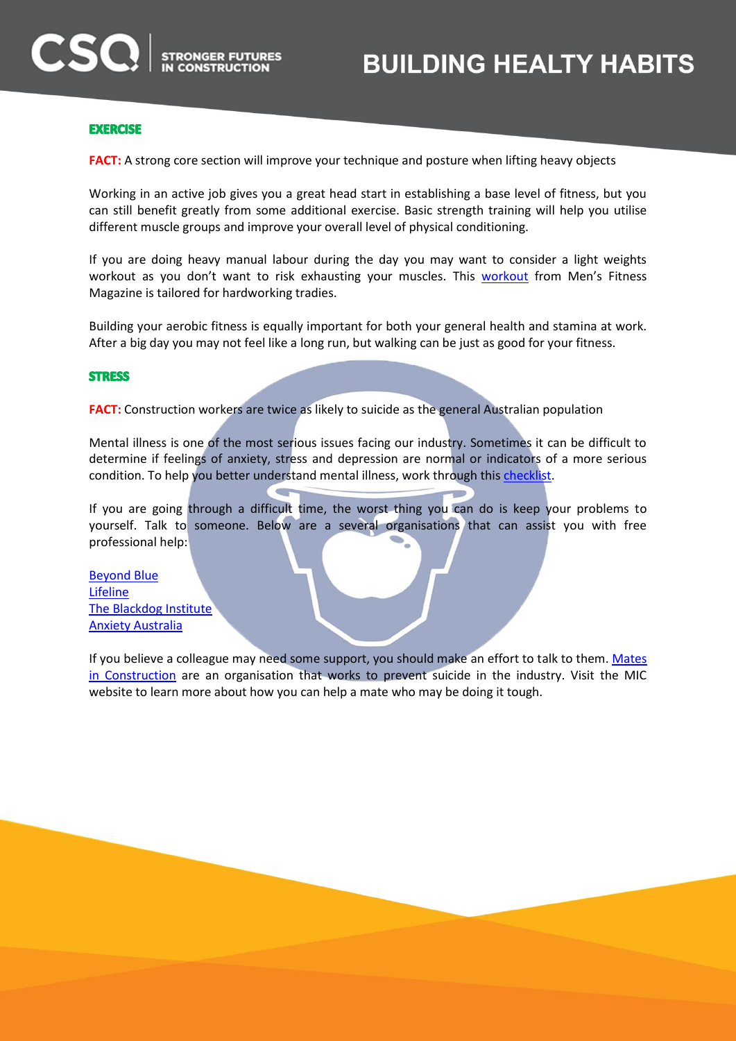# BUILDING HEALTY HABITS

## EXERCISE

**FACT:** A strong core section will improve your technique and posture when lifting heavy objects

Working in an active job gives you a great head start in establishing a base level of fitness, but you can still benefit greatly from some additional exercise. Basic strength training will help you utilise different muscle groups and improve your overall level of physical conditioning.

If you are doing heavy manual labour during the day you may want to consider a light weights workout as you don't want to risk exhausting your muscles. This workout from Men's Fitness Magazine is tailored for hardworking tradies.

Building your aerobic fitness is equally important for both your general health and stamina at work. After a big day you may not feel like a long run, but walking can be just as good for your fitness.

## STRESS

**FACT:** Construction workers are twice as likely to suicide as the general Australian population

Mental illness is one of the most serious issues facing our industry. Sometimes it can be difficult to determine if feelings of anxiety, stress and depression are normal or indicators of a more serious condition. To help you better understand mental illness, work through this checklist.

If you are going through a difficult time, the worst thing you can do is keep your problems to yourself. Talk to someone. Below are a several organisations that can assist you with free professional help:

Beyond Blue
Lifeline
The Blackdog Institute
Anxiety Australia

If you believe a colleague may need some support, you should make an effort to talk to them. Mates in Construction are an organisation that works to prevent suicide in the industry. Visit the MIC website to learn more about how you can help a mate who may be doing it tough.